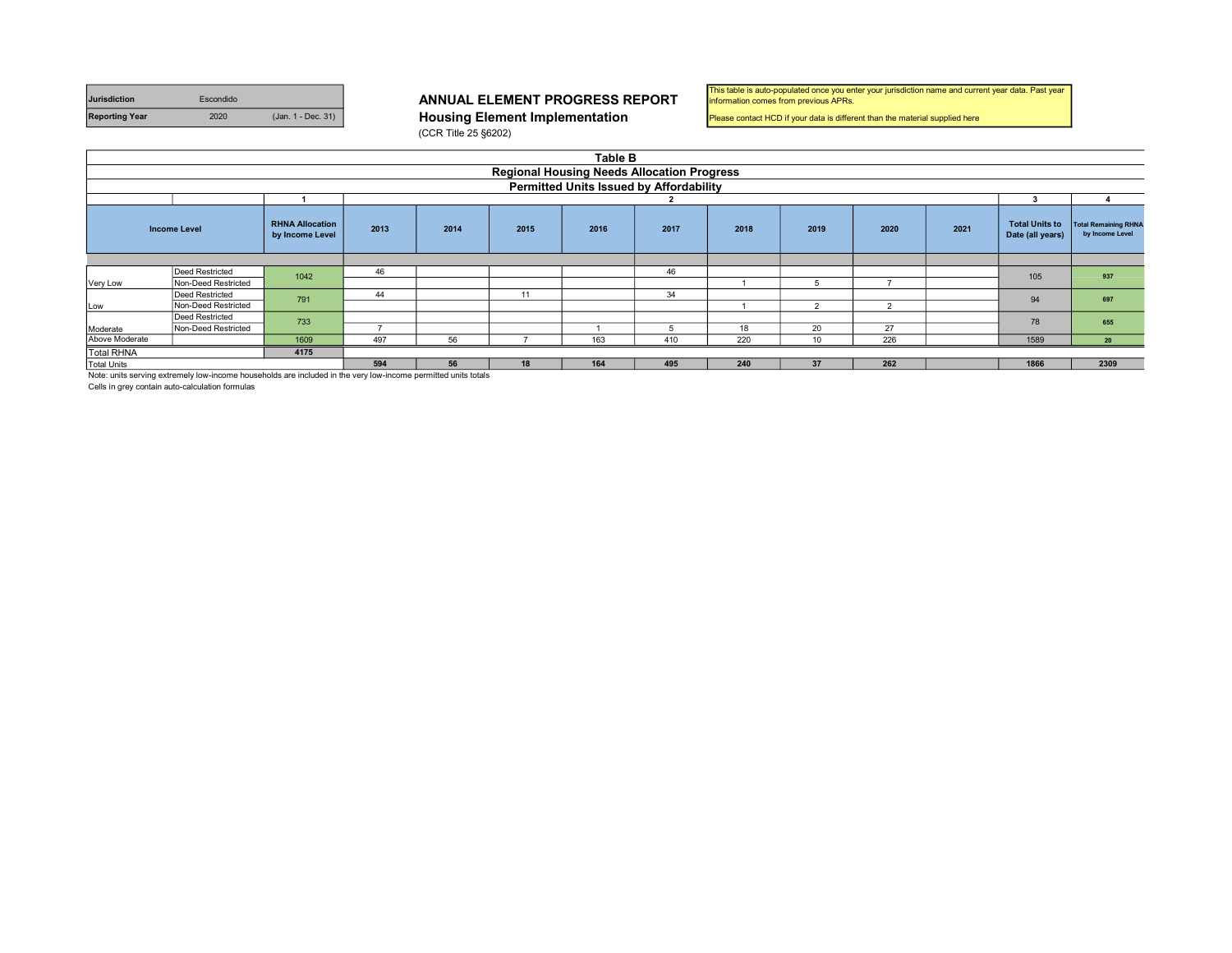| Jurisdiction | Escondido | |
|---|---|---|
| Reporting Year | 2020 | (Jan. 1 - Dec. 31) |

# ANNUAL ELEMENT PROGRESS REPORT

## Housing Element Implementation

(CCR Title 25 §6202)

This table is auto-populated once you enter your jurisdiction name and current year data. Past year information comes from previous APRs.

Please contact HCD if your data is different than the material supplied here

### Table B
### Regional Housing Needs Allocation Progress
### Permitted Units Issued by Affordability

| | | 1 | 2 | | | | | | | | | 3 | 4 |
|---|---|---|---|---|---|---|---|---|---|---|---|---|---|
| Income Level | | RHNA Allocation by Income Level | 2013 | 2014 | 2015 | 2016 | 2017 | 2018 | 2019 | 2020 | 2021 | Total Units to Date (all years) | Total Remaining RHNA by Income Level |
| Very Low | Deed Restricted | 1042 | 46 | | | | 46 | | | | | 105 | 937 |
| | Non-Deed Restricted | | | | | | | 1 | 5 | 7 | | | |
| Low | Deed Restricted | 791 | 44 | | 11 | | 34 | | | | | 94 | 697 |
| | Non-Deed Restricted | | | | | | | 1 | 2 | 2 | | | |
| Moderate | Deed Restricted | 733 | | | | | | | | | | 78 | 655 |
| | Non-Deed Restricted | | 7 | | | 1 | 5 | 18 | 20 | 27 | | | |
| Above Moderate | | 1609 | 497 | 56 | 7 | 163 | 410 | 220 | 10 | 226 | | 1589 | 20 |
| Total RHNA | | 4175 | | | | | | | | | | | |
| Total Units | | | 594 | 56 | 18 | 164 | 495 | 240 | 37 | 262 | | 1866 | 2309 |

Note: units serving extremely low-income households are included in the very low-income permitted units totals

Cells in grey contain auto-calculation formulas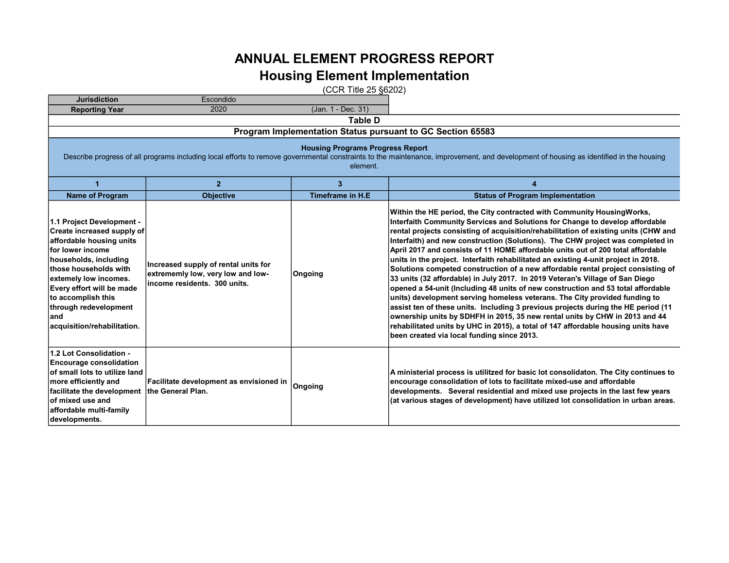# ANNUAL ELEMENT PROGRESS REPORT

## Housing Element Implementation

(CCR Title 25 §6202)

| Jurisdiction | Escondido | |
|---|---|---|
| Reporting Year | 2020 | (Jan. 1 - Dec. 31) |

### Table D

### Program Implementation Status pursuant to GC Section 65583

**Housing Programs Progress Report**

Describe progress of all programs including local efforts to remove governmental constraints to the maintenance, improvement, and development of housing as identified in the housing element.

| 1 | 2 | 3 | 4 |
|---|---|---|---|
| **Name of Program** | **Objective** | **Timeframe in H.E** | **Status of Program Implementation** |
| 1.1 Project Development - Create increased supply of affordable housing units for lower income households, including those households with extemely low incomes. Every effort will be made to accomplish this through redevelopment and acquisition/rehabilitation. | Increased supply of rental units for extrememly low, very low and low-income residents. 300 units. | Ongoing | Within the HE period, the City contracted with Community HousingWorks, Interfaith Community Services and Solutions for Change to develop affordable rental projects consisting of acquisition/rehabilitation of existing units (CHW and Interfaith) and new construction (Solutions). The CHW project was completed in April 2017 and consists of 11 HOME affordable units out of 200 total affordable units in the project. Interfaith rehabilitated an existing 4-unit project in 2018. Solutions competed construction of a new affordable rental project consisting of 33 units (32 affordable) in July 2017. In 2019 Veteran's Village of San Diego opened a 54-unit (Including 48 units of new construction and 53 total affordable units) development serving homeless veterans. The City provided funding to assist ten of these units. Including 3 previous projects during the HE period (11 ownership units by SDHFH in 2015, 35 new rental units by CHW in 2013 and 44 rehabilitated units by UHC in 2015), a total of 147 affordable housing units have been created via local funding since 2013. |
| 1.2 Lot Consolidation - Encourage consolidation of small lots to utilize land more efficiently and facilitate the development of mixed use and affordable multi-family developments. | Facilitate development as envisioned in the General Plan. | Ongoing | A ministerial process is utilitzed for basic lot consolidaton. The City continues to encourage consolidation of lots to facilitate mixed-use and affordable developments. Several residential and mixed use projects in the last few years (at various stages of development) have utilized lot consolidation in urban areas. |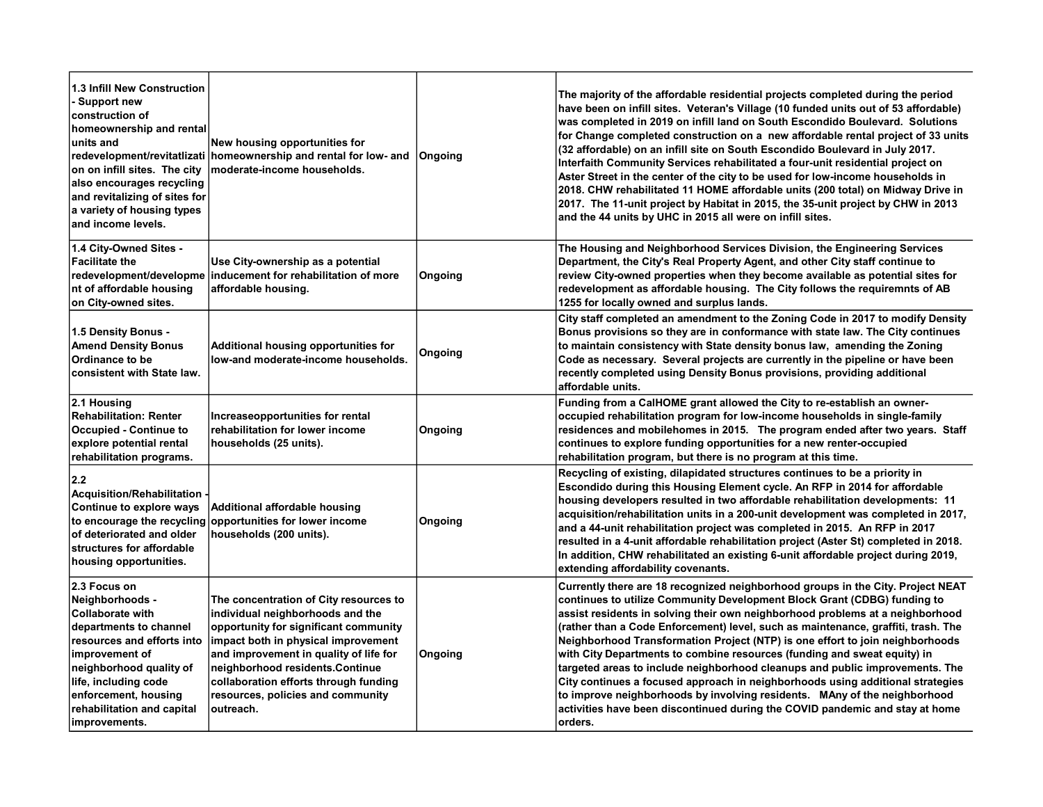| | | | |
|---|---|---|---|
| **1.3 Infill New Construction - Support new construction of homeownership and rental units and redevelopment/revitatlization on infill sites. The city also encourages recycling and revitalizing of sites for a variety of housing types and income levels.** | **New housing opportunities for homeownership and rental for low- and moderate-income households.** | **Ongoing** | **The majority of the affordable residential projects completed during the period have been on infill sites. Veteran's Village (10 funded units out of 53 affordable) was completed in 2019 on infill land on South Escondido Boulevard. Solutions for Change completed construction on a new affordable rental project of 33 units (32 affordable) on an infill site on South Escondido Boulevard in July 2017. Interfaith Community Services rehabilitated a four-unit residential project on Aster Street in the center of the city to be used for low-income households in 2018. CHW rehabilitated 11 HOME affordable units (200 total) on Midway Drive in 2017. The 11-unit project by Habitat in 2015, the 35-unit project by CHW in 2013 and the 44 units by UHC in 2015 all were on infill sites.** |
| **1.4 City-Owned Sites - Facilitate the redevelopment/development of affordable housing on City-owned sites.** | **Use City-ownership as a potential inducement for rehabilitation of more affordable housing.** | **Ongoing** | **The Housing and Neighborhood Services Division, the Engineering Services Department, the City's Real Property Agent, and other City staff continue to review City-owned properties when they become available as potential sites for redevelopment as affordable housing. The City follows the requiremnts of AB 1255 for locally owned and surplus lands.** |
| **1.5 Density Bonus - Amend Density Bonus Ordinance to be consistent with State law.** | **Additional housing opportunities for low-and moderate-income households.** | **Ongoing** | **City staff completed an amendment to the Zoning Code in 2017 to modify Density Bonus provisions so they are in conformance with state law. The City continues to maintain consistency with State density bonus law, amending the Zoning Code as necessary. Several projects are currently in the pipeline or have been recently completed using Density Bonus provisions, providing additional affordable units.** |
| **2.1 Housing Rehabilitation: Renter Occupied - Continue to explore potential rental rehabilitation programs.** | **Increaseopportunities for rental rehabilitation for lower income households (25 units).** | **Ongoing** | **Funding from a CalHOME grant allowed the City to re-establish an owner-occupied rehabilitation program for low-income households in single-family residences and mobilehomes in 2015. The program ended after two years. Staff continues to explore funding opportunities for a new renter-occupied rehabilitation program, but there is no program at this time.** |
| **2.2 Acquisition/Rehabilitation - Continue to explore ways to encourage the recycling of deteriorated and older structures for affordable housing opportunities.** | **Additional affordable housing opportunities for lower income households (200 units).** | **Ongoing** | **Recycling of existing, dilapidated structures continues to be a priority in Escondido during this Housing Element cycle. An RFP in 2014 for affordable housing developers resulted in two affordable rehabilitation developments: 11 acquisition/rehabilitation units in a 200-unit development was completed in 2017, and a 44-unit rehabilitation project was completed in 2015. An RFP in 2017 resulted in a 4-unit affordable rehabilitation project (Aster St) completed in 2018. In addition, CHW rehabilitated an existing 6-unit affordable project during 2019, extending affordability covenants.** |
| **2.3 Focus on Neighborhoods - Collaborate with departments to channel resources and efforts into improvement of neighborhood quality of life, including code enforcement, housing rehabilitation and capital improvements.** | **The concentration of City resources to individual neighborhoods and the opportunity for significant community impact both in physical improvement and improvement in quality of life for neighborhood residents.Continue collaboration efforts through funding resources, policies and community outreach.** | **Ongoing** | **Currently there are 18 recognized neighborhood groups in the City. Project NEAT continues to utilize Community Development Block Grant (CDBG) funding to assist residents in solving their own neighborhood problems at a neighborhood (rather than a Code Enforcement) level, such as maintenance, graffiti, trash. The Neighborhood Transformation Project (NTP) is one effort to join neighborhoods with City Departments to combine resources (funding and sweat equity) in targeted areas to include neighborhood cleanups and public improvements. The City continues a focused approach in neighborhoods using additional strategies to improve neighborhoods by involving residents. MAny of the neighborhood activities have been discontinued during the COVID pandemic and stay at home orders.** |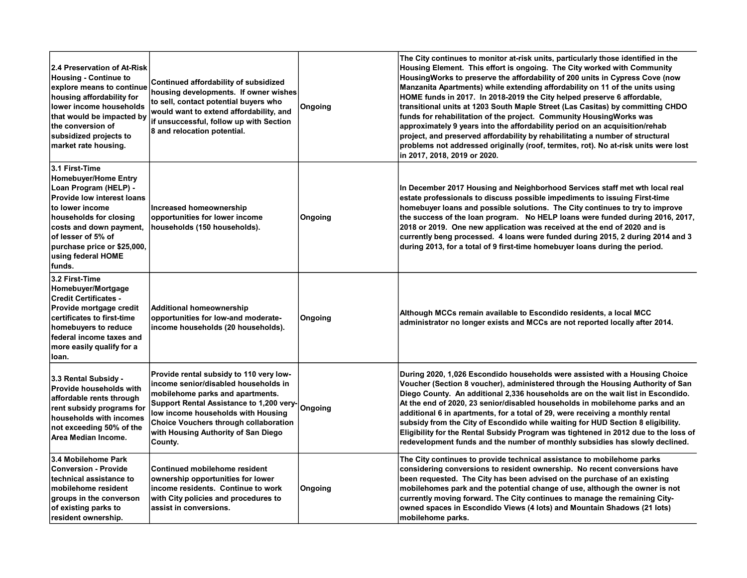| | | | |
|---|---|---|---|
| **2.4 Preservation of At-Risk Housing - Continue to explore means to continue housing affordability for lower income households that would be impacted by the conversion of subsidized projects to market rate housing.** | **Continued affordability of subsidized housing developments. If owner wishes to sell, contact potential buyers who would want to extend affordability, and if unsuccessful, follow up with Section 8 and relocation potential.** | **Ongoing** | **The City continues to monitor at-risk units, particularly those identified in the Housing Element. This effort is ongoing. The City worked with Community HousingWorks to preserve the affordability of 200 units in Cypress Cove (now Manzanita Apartments) while extending affordability on 11 of the units using HOME funds in 2017. In 2018-2019 the City helped preserve 6 affordable, transitional units at 1203 South Maple Street (Las Casitas) by committing CHDO funds for rehabilitation of the project. Community HousingWorks was approximately 9 years into the affordability period on an acquisition/rehab project, and preserved affordability by rehabilitating a number of structural problems not addressed originally (roof, termites, rot). No at-risk units were lost in 2017, 2018, 2019 or 2020.** |
| **3.1 First-Time Homebuyer/Home Entry Loan Program (HELP) - Provide low interest loans to lower income households for closing costs and down payment, of lesser of 5% of purchase price or $25,000, using federal HOME funds.** | **Increased homeownership opportunities for lower income households (150 households).** | **Ongoing** | **In December 2017 Housing and Neighborhood Services staff met wth local real estate professionals to discuss possible impediments to issuing First-time homebuyer loans and possible solutions. The City continues to try to improve the success of the loan program. No HELP loans were funded during 2016, 2017, 2018 or 2019. One new application was received at the end of 2020 and is currently beng processed. 4 loans were funded during 2015, 2 during 2014 and 3 during 2013, for a total of 9 first-time homebuyer loans during the period.** |
| **3.2 First-Time Homebuyer/Mortgage Credit Certificates - Provide mortgage credit certificates to first-time homebuyers to reduce federal income taxes and more easily qualify for a loan.** | **Additional homeownership opportunities for low-and moderate-income households (20 households).** | **Ongoing** | **Although MCCs remain available to Escondido residents, a local MCC administrator no longer exists and MCCs are not reported locally after 2014.** |
| **3.3 Rental Subsidy - Provide households with affordable rents through rent subsidy programs for households with incomes not exceeding 50% of the Area Median Income.** | **Provide rental subsidy to 110 very low-income senior/disabled households in mobilehome parks and apartments. Support Rental Assistance to 1,200 very-low income households with Housing Choice Vouchers through collaboration with Housing Authority of San Diego County.** | **Ongoing** | **During 2020, 1,026 Escondido households were assisted with a Housing Choice Voucher (Section 8 voucher), administered through the Housing Authority of San Diego County. An additional 2,336 households are on the wait list in Escondido. At the end of 2020, 23 senior/disabled households in mobilehome parks and an additional 6 in apartments, for a total of 29, were receiving a monthly rental subsidy from the City of Escondido while waiting for HUD Section 8 eligibility. Eligibility for the Rental Subsidy Program was tightened in 2012 due to the loss of redevelopment funds and the number of monthly subsidies has slowly declined.** |
| **3.4 Mobilehome Park Conversion - Provide technical assistance to mobilehome resident groups in the converson of existing parks to resident ownership.** | **Continued mobilehome resident ownership opportunities for lower income residents. Continue to work with City policies and procedures to assist in conversions.** | **Ongoing** | **The City continues to provide technical assistance to mobilehome parks considering conversions to resident ownership. No recent conversions have been requested. The City has been advised on the purchase of an existing mobilehomes park and the potential change of use, although the owner is not currently moving forward. The City continues to manage the remaining City-owned spaces in Escondido Views (4 lots) and Mountain Shadows (21 lots) mobilehome parks.** |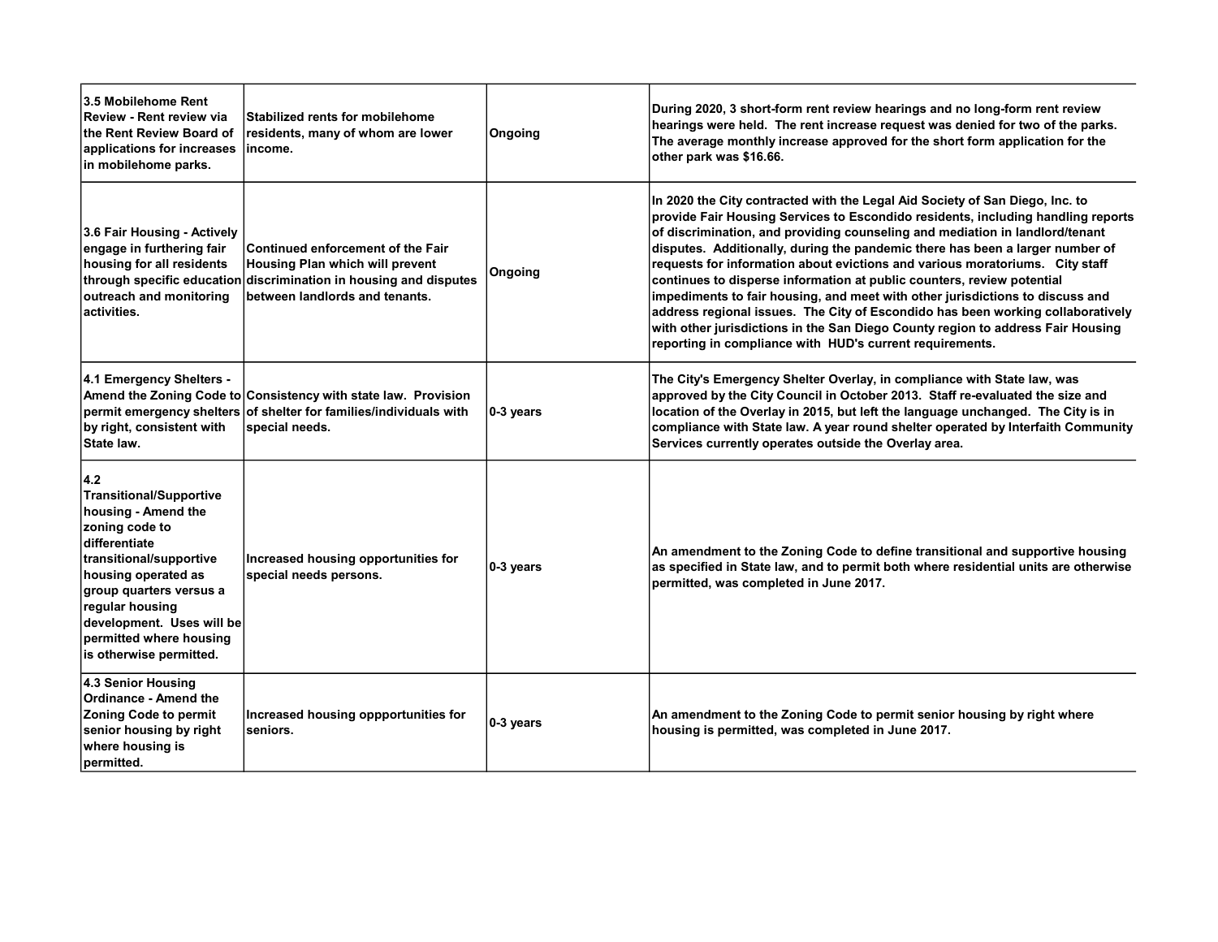| | | | |
|---|---|---|---|
| 3.5 Mobilehome Rent Review - Rent review via the Rent Review Board of applications for increases in mobilehome parks. | Stabilized rents for mobilehome residents, many of whom are lower income. | Ongoing | During 2020, 3 short-form rent review hearings and no long-form rent review hearings were held. The rent increase request was denied for two of the parks. The average monthly increase approved for the short form application for the other park was $16.66. |
| 3.6 Fair Housing - Actively engage in furthering fair housing for all residents through specific education outreach and monitoring activities. | Continued enforcement of the Fair Housing Plan which will prevent discrimination in housing and disputes between landlords and tenants. | Ongoing | In 2020 the City contracted with the Legal Aid Society of San Diego, Inc. to provide Fair Housing Services to Escondido residents, including handling reports of discrimination, and providing counseling and mediation in landlord/tenant disputes. Additionally, during the pandemic there has been a larger number of requests for information about evictions and various moratoriums. City staff continues to disperse information at public counters, review potential impediments to fair housing, and meet with other jurisdictions to discuss and address regional issues. The City of Escondido has been working collaboratively with other jurisdictions in the San Diego County region to address Fair Housing reporting in compliance with HUD's current requirements. |
| 4.1 Emergency Shelters - Amend the Zoning Code to permit emergency shelters by right, consistent with State law. | Consistency with state law. Provision of shelter for families/individuals with special needs. | 0-3 years | The City's Emergency Shelter Overlay, in compliance with State law, was approved by the City Council in October 2013. Staff re-evaluated the size and location of the Overlay in 2015, but left the language unchanged. The City is in compliance with State law. A year round shelter operated by Interfaith Community Services currently operates outside the Overlay area. |
| 4.2 Transitional/Supportive housing - Amend the zoning code to differentiate transitional/supportive housing operated as group quarters versus a regular housing development. Uses will be permitted where housing is otherwise permitted. | Increased housing opportunities for special needs persons. | 0-3 years | An amendment to the Zoning Code to define transitional and supportive housing as specified in State law, and to permit both where residential units are otherwise permitted, was completed in June 2017. |
| 4.3 Senior Housing Ordinance - Amend the Zoning Code to permit senior housing by right where housing is permitted. | Increased housing oppportunities for seniors. | 0-3 years | An amendment to the Zoning Code to permit senior housing by right where housing is permitted, was completed in June 2017. |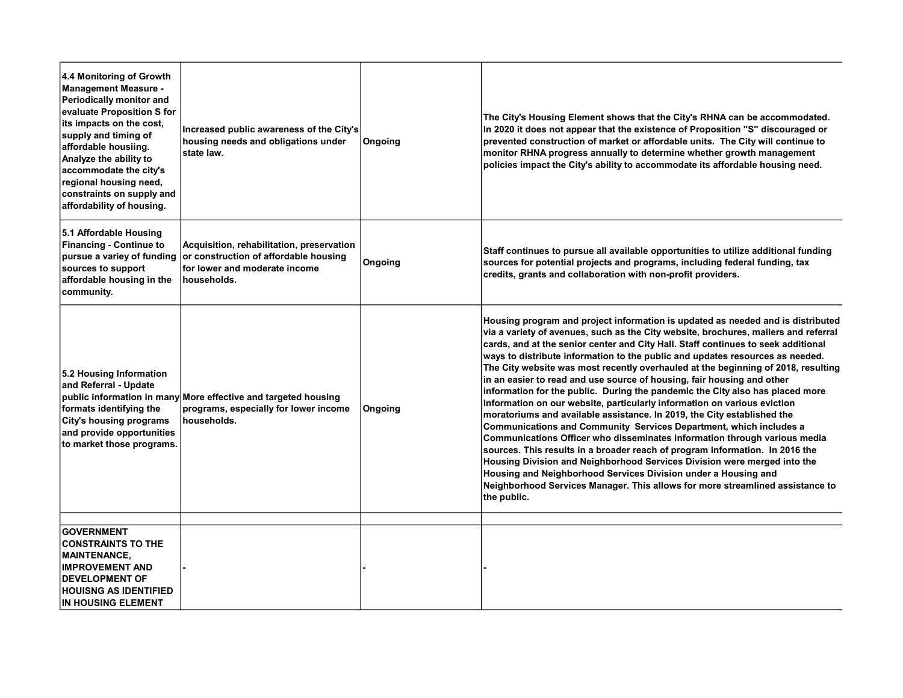| | | | |
|---|---|---|---|
| **4.4 Monitoring of Growth Management Measure - Periodically monitor and evaluate Proposition S for its impacts on the cost, supply and timing of affordable housiing. Analyze the ability to accommodate the city's regional housing need, constraints on supply and affordability of housing.** | **Increased public awareness of the City's housing needs and obligations under state law.** | **Ongoing** | **The City's Housing Element shows that the City's RHNA can be accommodated. In 2020 it does not appear that the existence of Proposition "S" discouraged or prevented construction of market or affordable units. The City will continue to monitor RHNA progress annually to determine whether growth management policies impact the City's ability to accommodate its affordable housing need.** |
| **5.1 Affordable Housing Financing - Continue to pursue a variey of funding sources to support affordable housing in the community.** | **Acquisition, rehabilitation, preservation or construction of affordable housing for lower and moderate income households.** | **Ongoing** | **Staff continues to pursue all available opportunities to utilize additional funding sources for potential projects and programs, including federal funding, tax credits, grants and collaboration with non-profit providers.** |
| **5.2 Housing Information and Referral - Update public information in many formats identifying the City's housing programs and provide opportunities to market those programs.** | **More effective and targeted housing programs, especially for lower income households.** | **Ongoing** | **Housing program and project information is updated as needed and is distributed via a variety of avenues, such as the City website, brochures, mailers and referral cards, and at the senior center and City Hall. Staff continues to seek additional ways to distribute information to the public and updates resources as needed. The City website was most recently overhauled at the beginning of 2018, resulting in an easier to read and use source of housing, fair housing and other information for the public. During the pandemic the City also has placed more information on our website, particularly information on various eviction moratoriums and available assistance. In 2019, the City established the Communications and Community Services Department, which includes a Communications Officer who disseminates information through various media sources. This results in a broader reach of program information. In 2016 the Housing Division and Neighborhood Services Division were merged into the Housing and Neighborhood Services Division under a Housing and Neighborhood Services Manager. This allows for more streamlined assistance to the public.** |
| | | | |
| **GOVERNMENT CONSTRAINTS TO THE MAINTENANCE, IMPROVEMENT AND DEVELOPMENT OF HOUISNG AS IDENTIFIED IN HOUSING ELEMENT** | **-** | **-** | **-** |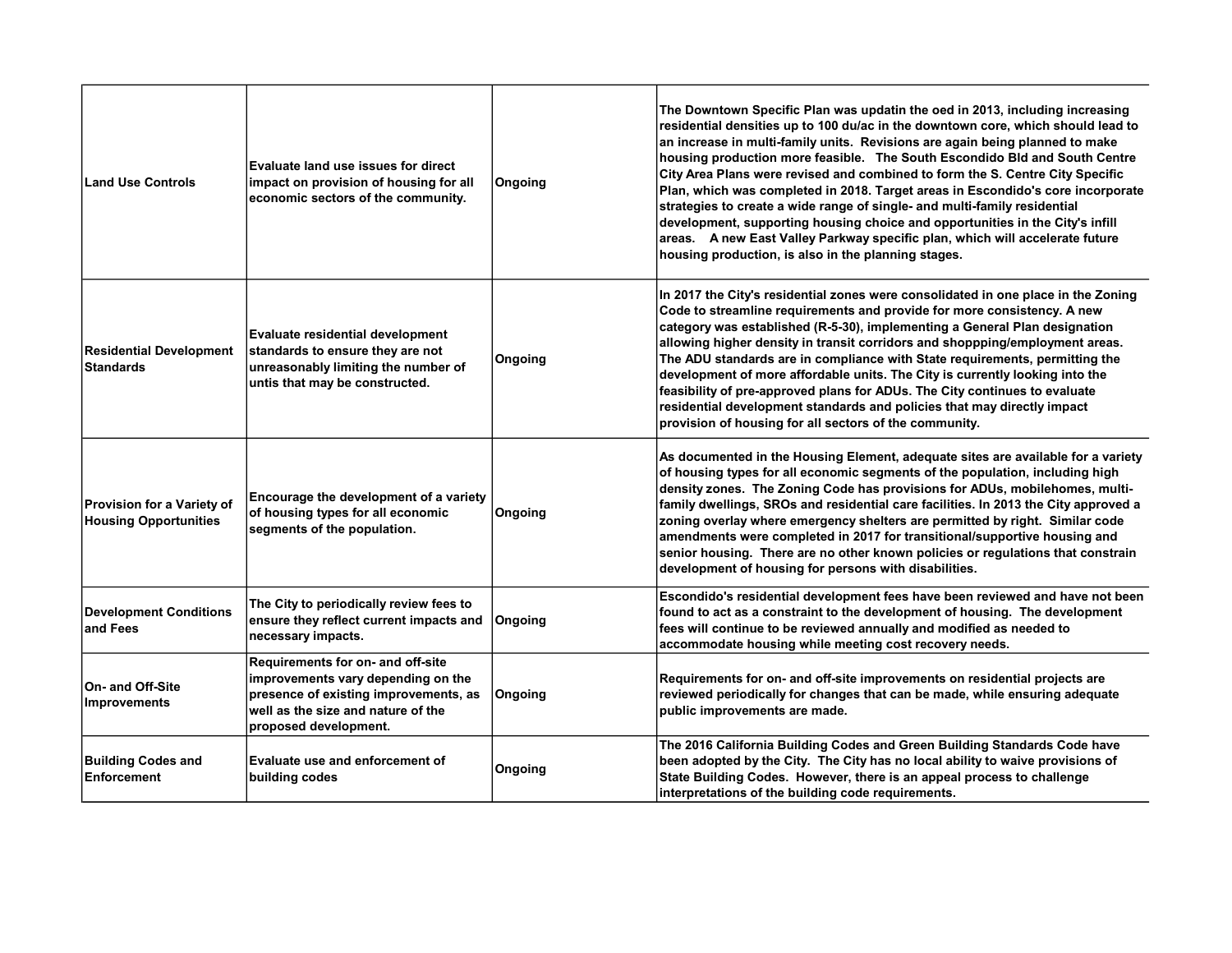| Land Use Controls | Evaluate land use issues for direct impact on provision of housing for all economic sectors of the community. | Ongoing | The Downtown Specific Plan was updatin the oed in 2013, including increasing residential densities up to 100 du/ac in the downtown core, which should lead to an increase in multi-family units. Revisions are again being planned to make housing production more feasible. The South Escondido Bld and South Centre City Area Plans were revised and combined to form the S. Centre City Specific Plan, which was completed in 2018. Target areas in Escondido's core incorporate strategies to create a wide range of single- and multi-family residential development, supporting housing choice and opportunities in the City's infill areas. A new East Valley Parkway specific plan, which will accelerate future housing production, is also in the planning stages. |
|---|---|---|---|
| Residential Development Standards | Evaluate residential development standards to ensure they are not unreasonably limiting the number of untis that may be constructed. | Ongoing | In 2017 the City's residential zones were consolidated in one place in the Zoning Code to streamline requirements and provide for more consistency. A new category was established (R-5-30), implementing a General Plan designation allowing higher density in transit corridors and shoppping/employment areas. The ADU standards are in compliance with State requirements, permitting the development of more affordable units. The City is currently looking into the feasibility of pre-approved plans for ADUs. The City continues to evaluate residential development standards and policies that may directly impact provision of housing for all sectors of the community. |
| Provision for a Variety of Housing Opportunities | Encourage the development of a variety of housing types for all economic segments of the population. | Ongoing | As documented in the Housing Element, adequate sites are available for a variety of housing types for all economic segments of the population, including high density zones. The Zoning Code has provisions for ADUs, mobilehomes, multi-family dwellings, SROs and residential care facilities. In 2013 the City approved a zoning overlay where emergency shelters are permitted by right. Similar code amendments were completed in 2017 for transitional/supportive housing and senior housing. There are no other known policies or regulations that constrain development of housing for persons with disabilities. |
| Development Conditions and Fees | The City to periodically review fees to ensure they reflect current impacts and necessary impacts. | Ongoing | Escondido's residential development fees have been reviewed and have not been found to act as a constraint to the development of housing. The development fees will continue to be reviewed annually and modified as needed to accommodate housing while meeting cost recovery needs. |
| On- and Off-Site Improvements | Requirements for on- and off-site improvements vary depending on the presence of existing improvements, as well as the size and nature of the proposed development. | Ongoing | Requirements for on- and off-site improvements on residential projects are reviewed periodically for changes that can be made, while ensuring adequate public improvements are made. |
| Building Codes and Enforcement | Evaluate use and enforcement of building codes | Ongoing | The 2016 California Building Codes and Green Building Standards Code have been adopted by the City. The City has no local ability to waive provisions of State Building Codes. However, there is an appeal process to challenge interpretations of the building code requirements. |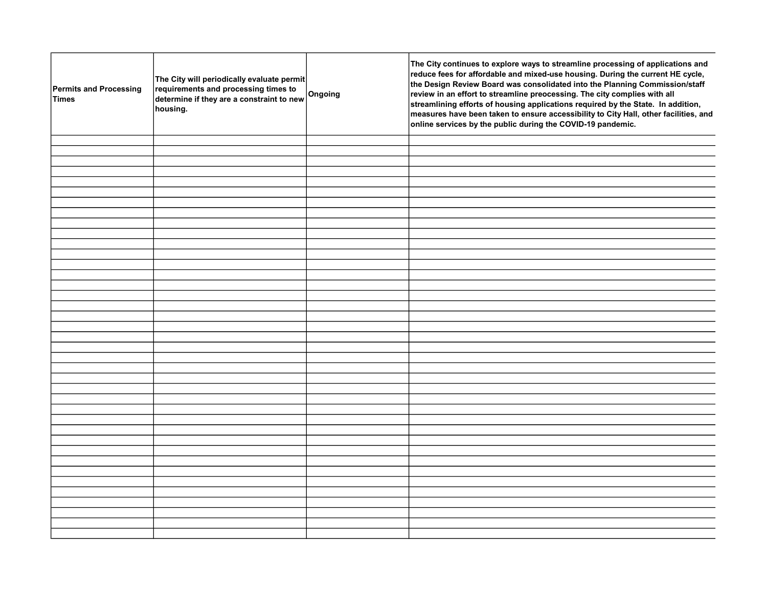| Permits and Processing Times | The City will periodically evaluate permit requirements and processing times to determine if they are a constraint to new housing. | Ongoing | The City continues to explore ways to streamline processing of applications and reduce fees for affordable and mixed-use housing. During the current HE cycle, the Design Review Board was consolidated into the Planning Commission/staff review in an effort to streamline preocessing. The city complies with all streamlining efforts of housing applications required by the State. In addition, measures have been taken to ensure accessibility to City Hall, other facilities, and online services by the public during the COVID-19 pandemic. |
|---|---|---|---|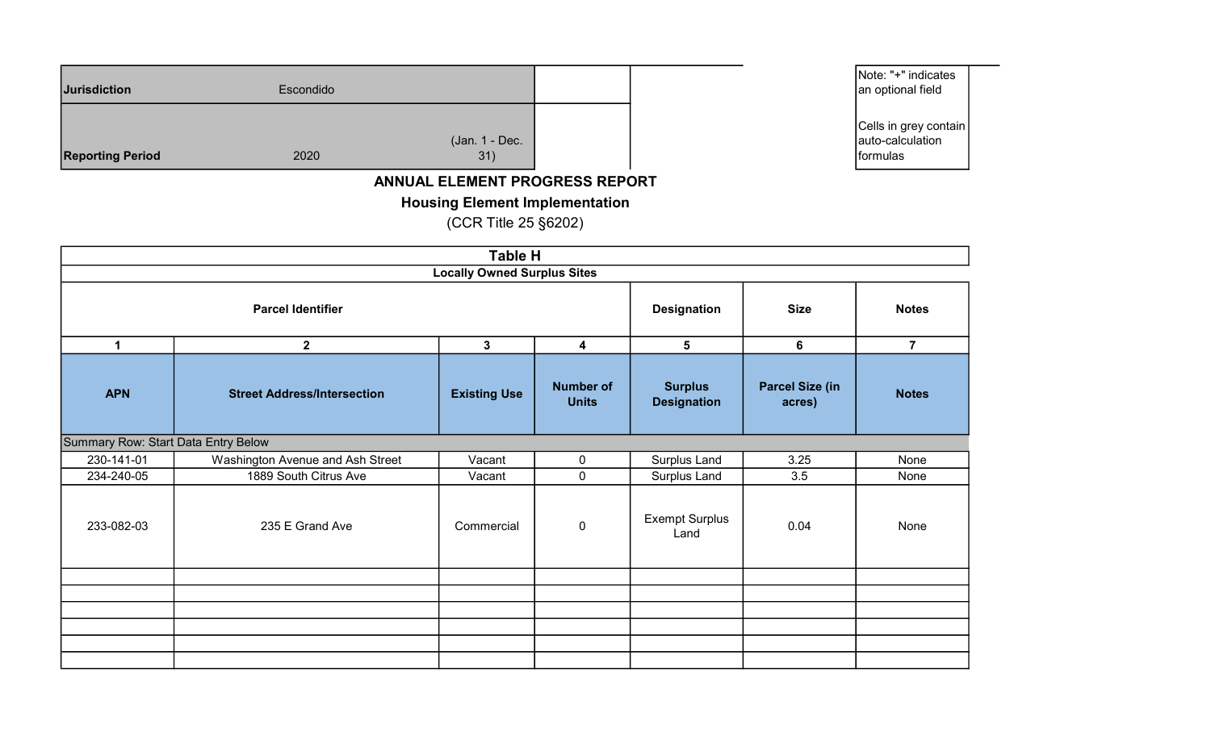| | | |
|---|---|---|
| **Jurisdiction** | Escondido | |
| **Reporting Period** | 2020 | (Jan. 1 - Dec. 31) |

Note: "+" indicates an optional field

Cells in grey contain auto-calculation formulas

## ANNUAL ELEMENT PROGRESS REPORT
## Housing Element Implementation
(CCR Title 25 §6202)

| Table H | | | | | | |
|---|---|---|---|---|---|---|
| **Locally Owned Surplus Sites** | | | | | | |
| **Parcel Identifier** | | | | **Designation** | **Size** | **Notes** |
| **1** | **2** | **3** | **4** | **5** | **6** | **7** |
| **APN** | **Street Address/Intersection** | **Existing Use** | **Number of Units** | **Surplus Designation** | **Parcel Size (in acres)** | **Notes** |
| Summary Row: Start Data Entry Below | | | | | | |
| 230-141-01 | Washington Avenue and Ash Street | Vacant | 0 | Surplus Land | 3.25 | None |
| 234-240-05 | 1889 South Citrus Ave | Vacant | 0 | Surplus Land | 3.5 | None |
| 233-082-03 | 235 E Grand Ave | Commercial | 0 | Exempt Surplus Land | 0.04 | None |
| | | | | | | |
| | | | | | | |
| | | | | | | |
| | | | | | | |
| | | | | | | |
| | | | | | | |